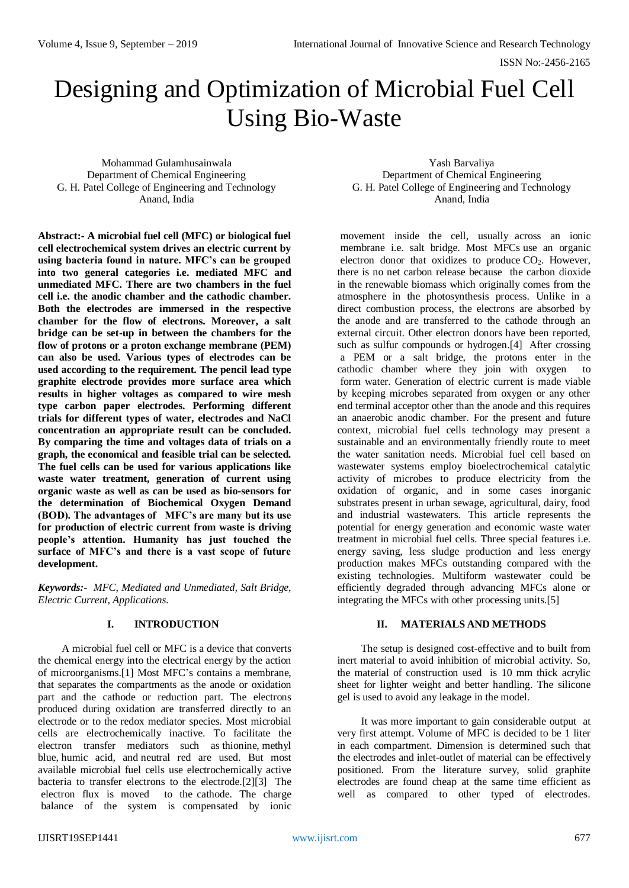# Designing and Optimization of Microbial Fuel Cell Using Bio-Waste

Mohammad Gulamhusainwala
Department of Chemical Engineering
G. H. Patel College of Engineering and Technology
Anand, India

Yash Barvaliya
Department of Chemical Engineering
G. H. Patel College of Engineering and Technology
Anand, India

**Abstract:- A microbial fuel cell (MFC) or biological fuel cell electrochemical system drives an electric current by using bacteria found in nature. MFC's can be grouped into two general categories i.e. mediated MFC and unmediated MFC. There are two chambers in the fuel cell i.e. the anodic chamber and the cathodic chamber. Both the electrodes are immersed in the respective chamber for the flow of electrons. Moreover, a salt bridge can be set-up in between the chambers for the flow of protons or a proton exchange membrane (PEM) can also be used. Various types of electrodes can be used according to the requirement. The pencil lead type graphite electrode provides more surface area which results in higher voltages as compared to wire mesh type carbon paper electrodes. Performing different trials for different types of water, electrodes and NaCl concentration an appropriate result can be concluded. By comparing the time and voltages data of trials on a graph, the economical and feasible trial can be selected. The fuel cells can be used for various applications like waste water treatment, generation of current using organic waste as well as can be used as bio-sensors for the determination of Biochemical Oxygen Demand (BOD). The advantages of MFC's are many but its use for production of electric current from waste is driving people's attention. Humanity has just touched the surface of MFC's and there is a vast scope of future development.**

***Keywords:-** MFC, Mediated and Unmediated, Salt Bridge, Electric Current, Applications.*

## I. INTRODUCTION

A microbial fuel cell or MFC is a device that converts the chemical energy into the electrical energy by the action of microorganisms.[1] Most MFC's contains a membrane, that separates the compartments as the anode or oxidation part and the cathode or reduction part. The electrons produced during oxidation are transferred directly to an electrode or to the redox mediator species. Most microbial cells are electrochemically inactive. To facilitate the electron transfer mediators such as thionine, methyl blue, humic acid, and neutral red are used. But most available microbial fuel cells use electrochemically active bacteria to transfer electrons to the electrode.[2][3] The electron flux is moved to the cathode. The charge balance of the system is compensated by ionic movement inside the cell, usually across an ionic membrane i.e. salt bridge. Most MFCs use an organic electron donor that oxidizes to produce $CO_2$. However, there is no net carbon release because the carbon dioxide in the renewable biomass which originally comes from the atmosphere in the photosynthesis process. Unlike in a direct combustion process, the electrons are absorbed by the anode and are transferred to the cathode through an external circuit. Other electron donors have been reported, such as sulfur compounds or hydrogen.[4] After crossing a PEM or a salt bridge, the protons enter in the cathodic chamber where they join with oxygen to form water. Generation of electric current is made viable by keeping microbes separated from oxygen or any other end terminal acceptor other than the anode and this requires an anaerobic anodic chamber. For the present and future context, microbial fuel cells technology may present a sustainable and an environmentally friendly route to meet the water sanitation needs. Microbial fuel cell based on wastewater systems employ bioelectrochemical catalytic activity of microbes to produce electricity from the oxidation of organic, and in some cases inorganic substrates present in urban sewage, agricultural, dairy, food and industrial wastewaters. This article represents the potential for energy generation and economic waste water treatment in microbial fuel cells. Three special features i.e. energy saving, less sludge production and less energy production makes MFCs outstanding compared with the existing technologies. Multiform wastewater could be efficiently degraded through advancing MFCs alone or integrating the MFCs with other processing units.[5]

## II. MATERIALS AND METHODS

The setup is designed cost-effective and to built from inert material to avoid inhibition of microbial activity. So, the material of construction used is 10 mm thick acrylic sheet for lighter weight and better handling. The silicone gel is used to avoid any leakage in the model.

It was more important to gain considerable output at very first attempt. Volume of MFC is decided to be 1 liter in each compartment. Dimension is determined such that the electrodes and inlet-outlet of material can be effectively positioned. From the literature survey, solid graphite electrodes are found cheap at the same time efficient as well as compared to other typed of electrodes.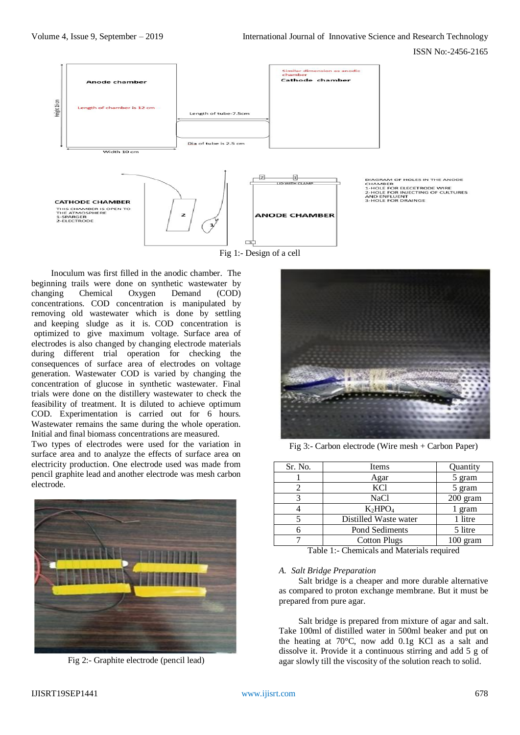Fig 1:- Design of a cell

Inoculum was first filled in the anodic chamber. The beginning trails were done on synthetic wastewater by changing Chemical Oxygen Demand (COD) concentrations. COD concentration is manipulated by removing old wastewater which is done by settling and keeping sludge as it is. COD concentration is optimized to give maximum voltage. Surface area of electrodes is also changed by changing electrode materials during different trial operation for checking the consequences of surface area of electrodes on voltage generation. Wastewater COD is varied by changing the concentration of glucose in synthetic wastewater. Final trials were done on the distillery wastewater to check the feasibility of treatment. It is diluted to achieve optimum COD. Experimentation is carried out for 6 hours. Wastewater remains the same during the whole operation. Initial and final biomass concentrations are measured.

Two types of electrodes were used for the variation in surface area and to analyze the effects of surface area on electricity production. One electrode used was made from pencil graphite lead and another electrode was mesh carbon electrode.

Fig 2:- Graphite electrode (pencil lead)

Fig 3:- Carbon electrode (Wire mesh + Carbon Paper)

| Sr. No. | Items | Quantity |
|---|---|---|
| 1 | Agar | 5 gram |
| 2 | KCl | 5 gram |
| 3 | NaCl | 200 gram |
| 4 | $K_2HPO_4$ | 1 gram |
| 5 | Distilled Waste water | 1 litre |
| 6 | Pond Sediments | 5 litre |
| 7 | Cotton Plugs | 100 gram |

Table 1:- Chemicals and Materials required

### *A. Salt Bridge Preparation*

Salt bridge is a cheaper and more durable alternative as compared to proton exchange membrane. But it must be prepared from pure agar.

Salt bridge is prepared from mixture of agar and salt. Take 100ml of distilled water in 500ml beaker and put on the heating at 70°C, now add 0.1g KCl as a salt and dissolve it. Provide it a continuous stirring and add 5 g of agar slowly till the viscosity of the solution reach to solid.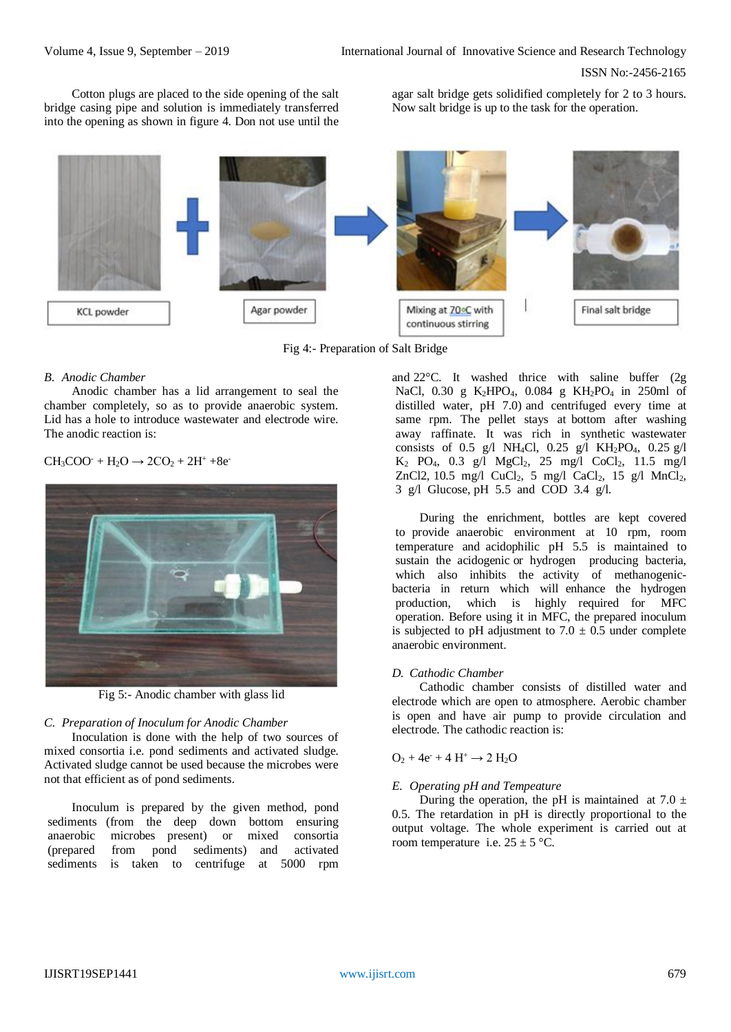Cotton plugs are placed to the side opening of the salt bridge casing pipe and solution is immediately transferred into the opening as shown in figure 4. Don not use until the agar salt bridge gets solidified completely for 2 to 3 hours. Now salt bridge is up to the task for the operation.

Fig 4:- Preparation of Salt Bridge

### *B. Anodic Chamber*

Anodic chamber has a lid arrangement to seal the chamber completely, so as to provide anaerobic system. Lid has a hole to introduce wastewater and electrode wire. The anodic reaction is:

$$CH_3COO^- + H_2O \rightarrow 2CO_2 + 2H^+ + 8e^-$$

Fig 5:- Anodic chamber with glass lid

### *C. Preparation of Inoculum for Anodic Chamber*

Inoculation is done with the help of two sources of mixed consortia i.e. pond sediments and activated sludge. Activated sludge cannot be used because the microbes were not that efficient as of pond sediments.

Inoculum is prepared by the given method, pond sediments (from the deep down bottom ensuring anaerobic microbes present) or mixed consortia (prepared from pond sediments) and activated sediments is taken to centrifuge at 5000 rpm and 22°C. It washed thrice with saline buffer (2g NaCl, 0.30 g $K_2HPO_4$, 0.084 g $KH_2PO_4$ in 250ml of distilled water, pH 7.0) and centrifuged every time at same rpm. The pellet stays at bottom after washing away raffinate. It was rich in synthetic wastewater consists of 0.5 g/l $NH_4Cl$, 0.25 g/l $KH_2PO_4$, 0.25 g/l $K_2$ $PO_4$, 0.3 g/l $MgCl_2$, 25 mg/l $CoCl_2$, 11.5 mg/l ZnCl2, 10.5 mg/l $CuCl_2$, 5 mg/l $CaCl_2$, 15 g/l $MnCl_2$, 3 g/l Glucose, pH 5.5 and COD 3.4 g/l.

During the enrichment, bottles are kept covered to provide anaerobic environment at 10 rpm, room temperature and acidophilic pH 5.5 is maintained to sustain the acidogenic or hydrogen producing bacteria, which also inhibits the activity of methanogenic-bacteria in return which will enhance the hydrogen production, which is highly required for MFC operation. Before using it in MFC, the prepared inoculum is subjected to pH adjustment to 7.0 ± 0.5 under complete anaerobic environment.

### *D. Cathodic Chamber*

Cathodic chamber consists of distilled water and electrode which are open to atmosphere. Aerobic chamber is open and have air pump to provide circulation and electrode. The cathodic reaction is:

$$O_2 + 4e^- + 4\,H^+ \rightarrow 2\,H_2O$$

### *E. Operating pH and Tempeature*

During the operation, the pH is maintained at 7.0 ± 0.5. The retardation in pH is directly proportional to the output voltage. The whole experiment is carried out at room temperature i.e. 25 ± 5 °C.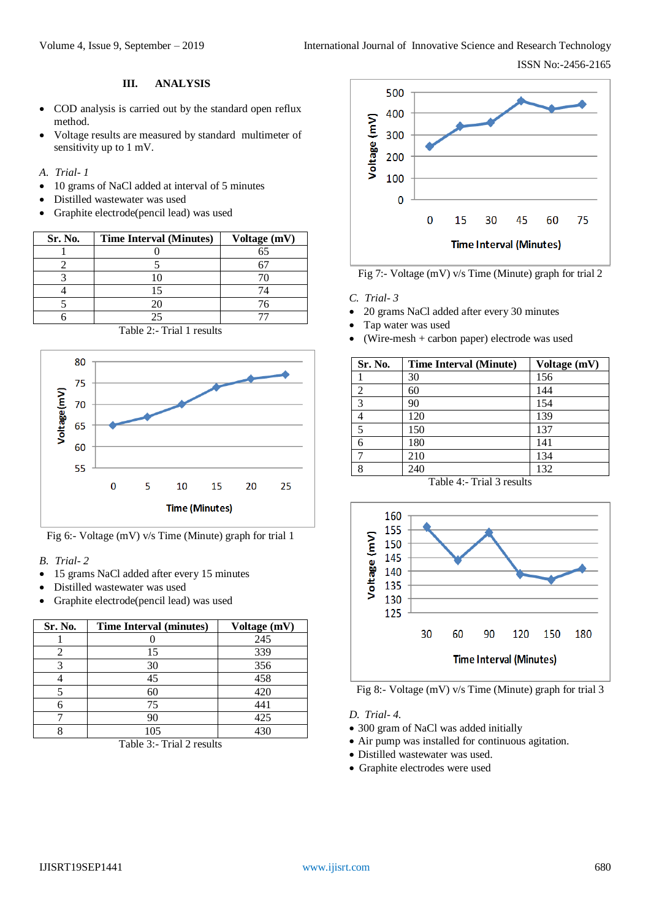## III. ANALYSIS

- COD analysis is carried out by the standard open reflux method.
- Voltage results are measured by standard multimeter of sensitivity up to 1 mV.

### *A. Trial- 1*

- 10 grams of NaCl added at interval of 5 minutes
- Distilled wastewater was used
- Graphite electrode(pencil lead) was used

| Sr. No. | Time Interval (Minutes) | Voltage (mV) |
|---|---|---|
| 1 | 0 | 65 |
| 2 | 5 | 67 |
| 3 | 10 | 70 |
| 4 | 15 | 74 |
| 5 | 20 | 76 |
| 6 | 25 | 77 |

Table 2:- Trial 1 results

Fig 6:- Voltage (mV) v/s Time (Minute) graph for trial 1

### *B. Trial- 2*

- 15 grams NaCl added after every 15 minutes
- Distilled wastewater was used
- Graphite electrode(pencil lead) was used

| Sr. No. | Time Interval (minutes) | Voltage (mV) |
|---|---|---|
| 1 | 0 | 245 |
| 2 | 15 | 339 |
| 3 | 30 | 356 |
| 4 | 45 | 458 |
| 5 | 60 | 420 |
| 6 | 75 | 441 |
| 7 | 90 | 425 |
| 8 | 105 | 430 |

Table 3:- Trial 2 results

Fig 7:- Voltage (mV) v/s Time (Minute) graph for trial 2

### *C. Trial- 3*

- 20 grams NaCl added after every 30 minutes
- Tap water was used
- (Wire-mesh + carbon paper) electrode was used

| Sr. No. | Time Interval (Minute) | Voltage (mV) |
|---|---|---|
| 1 | 30 | 156 |
| 2 | 60 | 144 |
| 3 | 90 | 154 |
| 4 | 120 | 139 |
| 5 | 150 | 137 |
| 6 | 180 | 141 |
| 7 | 210 | 134 |
| 8 | 240 | 132 |

Table 4:- Trial 3 results

Fig 8:- Voltage (mV) v/s Time (Minute) graph for trial 3

### *D. Trial- 4.*

- 300 gram of NaCl was added initially
- Air pump was installed for continuous agitation.
- Distilled wastewater was used.
- Graphite electrodes were used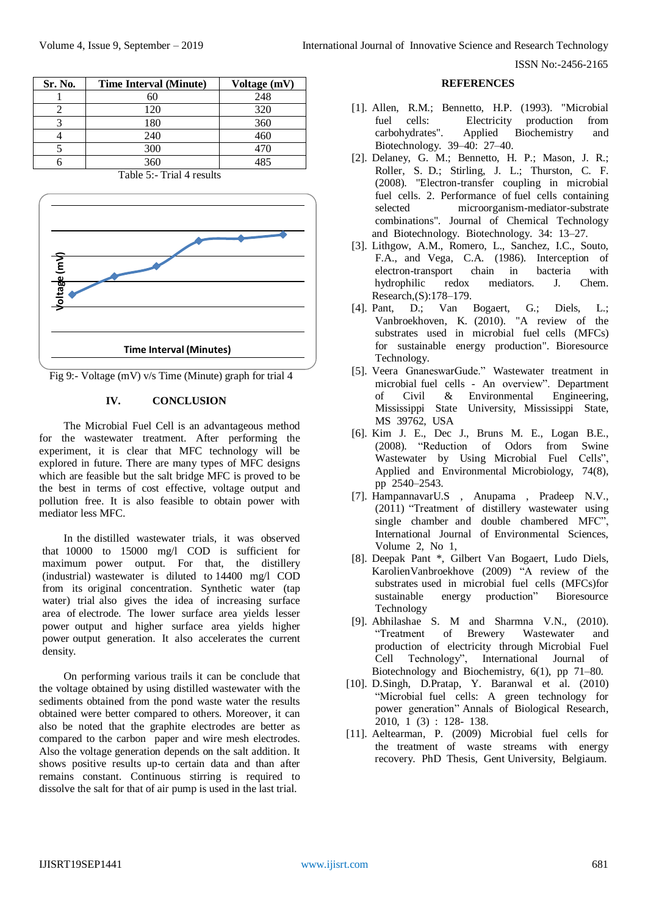| Sr. No. | Time Interval (Minute) | Voltage (mV) |
|---|---|---|
| 1 | 60 | 248 |
| 2 | 120 | 320 |
| 3 | 180 | 360 |
| 4 | 240 | 460 |
| 5 | 300 | 470 |
| 6 | 360 | 485 |

Table 5:- Trial 4 results

Voltage (mV)

Time Interval (Minutes)

Fig 9:- Voltage (mV) v/s Time (Minute) graph for trial 4

## IV. CONCLUSION

The Microbial Fuel Cell is an advantageous method for the wastewater treatment. After performing the experiment, it is clear that MFC technology will be explored in future. There are many types of MFC designs which are feasible but the salt bridge MFC is proved to be the best in terms of cost effective, voltage output and pollution free. It is also feasible to obtain power with mediator less MFC.

In the distilled wastewater trials, it was observed that 10000 to 15000 mg/l COD is sufficient for maximum power output. For that, the distillery (industrial) wastewater is diluted to 14400 mg/l COD from its original concentration. Synthetic water (tap water) trial also gives the idea of increasing surface area of electrode. The lower surface area yields lesser power output and higher surface area yields higher power output generation. It also accelerates the current density.

On performing various trails it can be conclude that the voltage obtained by using distilled wastewater with the sediments obtained from the pond waste water the results obtained were better compared to others. Moreover, it can also be noted that the graphite electrodes are better as compared to the carbon paper and wire mesh electrodes. Also the voltage generation depends on the salt addition. It shows positive results up-to certain data and than after remains constant. Continuous stirring is required to dissolve the salt for that of air pump is used in the last trial.

## REFERENCES

[1]. Allen, R.M.; Bennetto, H.P. (1993). "Microbial fuel cells: Electricity production from carbohydrates". Applied Biochemistry and Biotechnology. 39–40: 27–40.

[2]. Delaney, G. M.; Bennetto, H. P.; Mason, J. R.; Roller, S. D.; Stirling, J. L.; Thurston, C. F. (2008). "Electron-transfer coupling in microbial fuel cells. 2. Performance of fuel cells containing selected microorganism-mediator-substrate combinations". Journal of Chemical Technology and Biotechnology. Biotechnology. 34: 13–27.

[3]. Lithgow, A.M., Romero, L., Sanchez, I.C., Souto, F.A., and Vega, C.A. (1986). Interception of electron-transport chain in bacteria with hydrophilic redox mediators. J. Chem. Research,(S):178–179.

[4]. Pant, D.; Van Bogaert, G.; Diels, L.; Vanbroekhoven, K. (2010). "A review of the substrates used in microbial fuel cells (MFCs) for sustainable energy production". Bioresource Technology.

[5]. Veera GnaneswarGude." Wastewater treatment in microbial fuel cells - An overview". Department of Civil & Environmental Engineering, Mississippi State University, Mississippi State, MS 39762, USA

[6]. Kim J. E., Dec J., Bruns M. E., Logan B.E., (2008). "Reduction of Odors from Swine Wastewater by Using Microbial Fuel Cells", Applied and Environmental Microbiology, 74(8), pp 2540–2543.

[7]. HampannavarU.S , Anupama , Pradeep N.V., (2011) "Treatment of distillery wastewater using single chamber and double chambered MFC", International Journal of Environmental Sciences, Volume 2, No 1,

[8]. Deepak Pant *, Gilbert Van Bogaert, Ludo Diels, KarolienVanbroekhove (2009) "A review of the substrates used in microbial fuel cells (MFCs)for sustainable energy production" Bioresource Technology

[9]. Abhilashae S. M and Sharmna V.N., (2010). "Treatment of Brewery Wastewater and production of electricity through Microbial Fuel Cell Technology", International Journal of Biotechnology and Biochemistry, 6(1), pp 71–80.

[10]. D.Singh, D.Pratap, Y. Baranwal et al. (2010) "Microbial fuel cells: A green technology for power generation" Annals of Biological Research, 2010, 1 (3) : 128- 138.

[11]. Aeltearman, P. (2009) Microbial fuel cells for the treatment of waste streams with energy recovery. PhD Thesis, Gent University, Belgiaum.